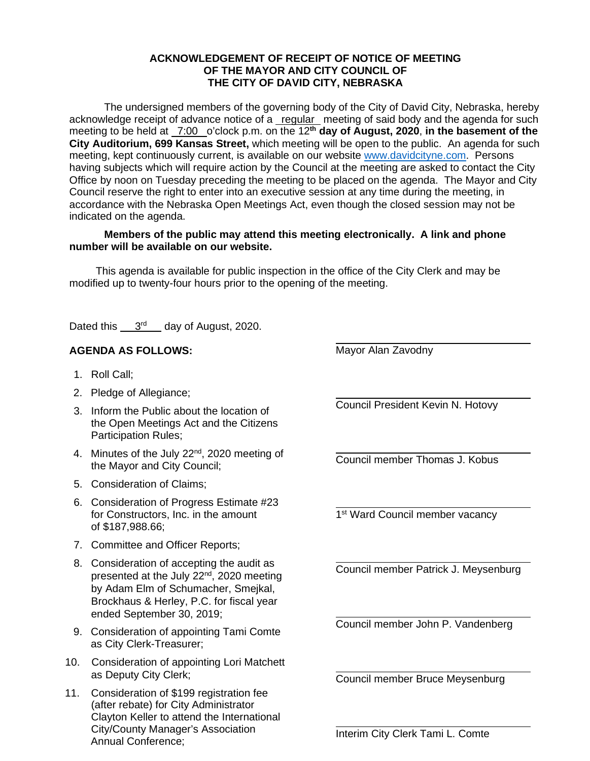**ACKNOWLEDGEMENT OF RECEIPT OF NOTICE OF MEETING OF THE MAYOR AND CITY COUNCIL OF THE CITY OF DAVID CITY, NEBRASKA**

The undersigned members of the governing body of the City of David City, Nebraska, hereby acknowledge receipt of advance notice of a regular meeting of said body and the agenda for such meeting to be held at 7:00 o'clock p.m. on the **12th day of August, 2020**, **in the basement of the City Auditorium, 699 Kansas Street,** which meeting will be open to the public. An agenda for such meeting, kept continuously current, is available on our website www.davidcityne.com. Persons having subjects which will require action by the Council at the meeting are asked to contact the City Office by noon on Tuesday preceding the meeting to be placed on the agenda. The Mayor and City Council reserve the right to enter into an executive session at any time during the meeting, in accordance with the Nebraska Open Meetings Act, even though the closed session may not be indicated on the agenda.

**Members of the public may attend this meeting electronically. A link and phone number will be available on our website.**

This agenda is available for public inspection in the office of the City Clerk and may be modified up to twenty-four hours prior to the opening of the meeting.

Dated this 3rd day of August, 2020.

**AGENDA AS FOLLOWS:**

1. Roll Call;
2. Pledge of Allegiance;
3. Inform the Public about the location of the Open Meetings Act and the Citizens Participation Rules;
4. Minutes of the July 22nd, 2020 meeting of the Mayor and City Council;
5. Consideration of Claims;
6. Consideration of Progress Estimate #23 for Constructors, Inc. in the amount of $187,988.66;
7. Committee and Officer Reports;
8. Consideration of accepting the audit as presented at the July 22nd, 2020 meeting by Adam Elm of Schumacher, Smejkal, Brockhaus & Herley, P.C. for fiscal year ended September 30, 2019;
9. Consideration of appointing Tami Comte as City Clerk-Treasurer;
10. Consideration of appointing Lori Matchett as Deputy City Clerk;
11. Consideration of $199 registration fee (after rebate) for City Administrator Clayton Keller to attend the International City/County Manager's Association Annual Conference;

\_\_\_\_\_\_\_\_\_\_\_\_\_\_\_\_\_\_\_\_\_\_\_\_\_\_\_\_
Mayor Alan Zavodny

\_\_\_\_\_\_\_\_\_\_\_\_\_\_\_\_\_\_\_\_\_\_\_\_\_\_\_\_
Council President Kevin N. Hotovy

\_\_\_\_\_\_\_\_\_\_\_\_\_\_\_\_\_\_\_\_\_\_\_\_\_\_\_\_
Council member Thomas J. Kobus

\_\_\_\_\_\_\_\_\_\_\_\_\_\_\_\_\_\_\_\_\_\_\_\_\_\_\_\_
1st Ward Council member vacancy

\_\_\_\_\_\_\_\_\_\_\_\_\_\_\_\_\_\_\_\_\_\_\_\_\_\_\_\_
Council member Patrick J. Meysenburg

\_\_\_\_\_\_\_\_\_\_\_\_\_\_\_\_\_\_\_\_\_\_\_\_\_\_\_\_
Council member John P. Vandenberg

\_\_\_\_\_\_\_\_\_\_\_\_\_\_\_\_\_\_\_\_\_\_\_\_\_\_\_\_
Council member Bruce Meysenburg

\_\_\_\_\_\_\_\_\_\_\_\_\_\_\_\_\_\_\_\_\_\_\_\_\_\_\_\_
Interim City Clerk Tami L. Comte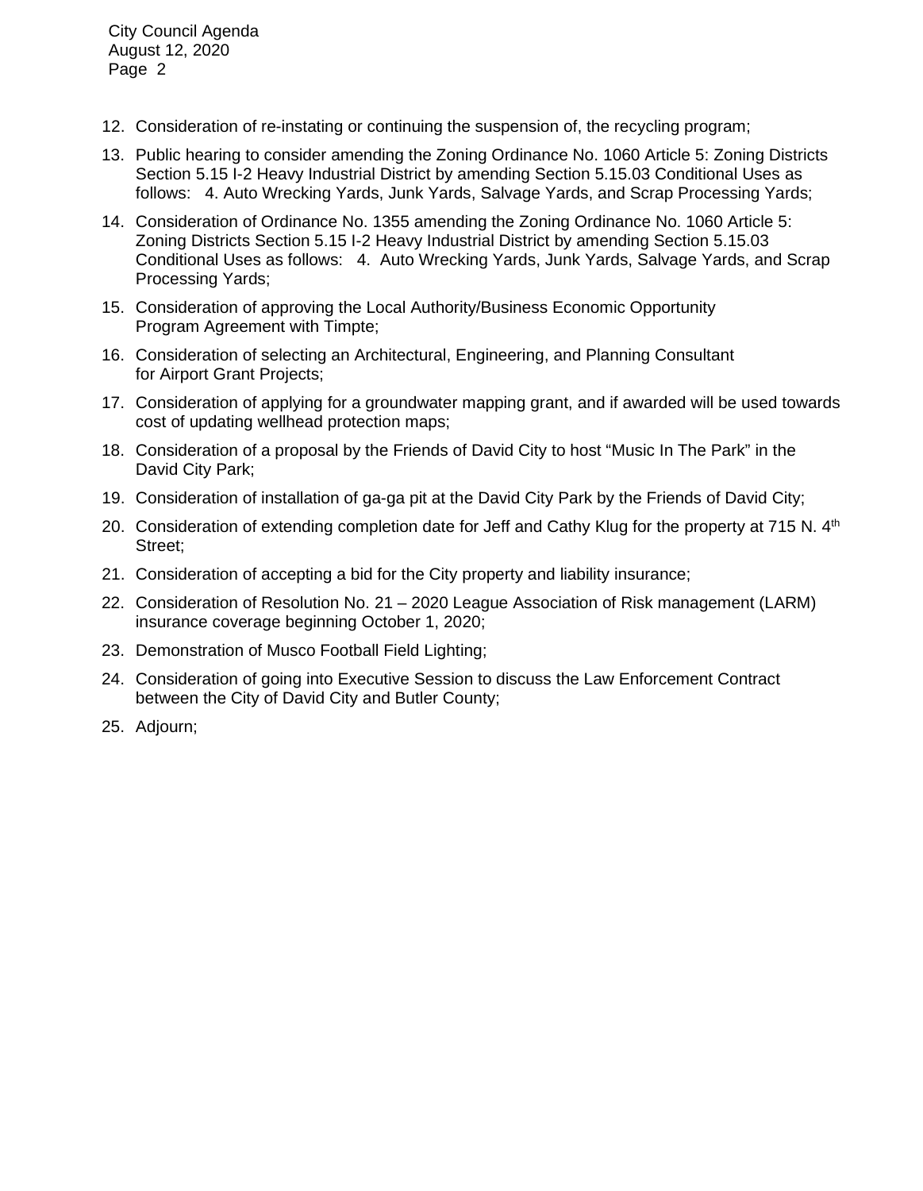12. Consideration of re-instating or continuing the suspension of, the recycling program;
13. Public hearing to consider amending the Zoning Ordinance No. 1060 Article 5: Zoning Districts Section 5.15 I-2 Heavy Industrial District by amending Section 5.15.03 Conditional Uses as follows: 4. Auto Wrecking Yards, Junk Yards, Salvage Yards, and Scrap Processing Yards;
14. Consideration of Ordinance No. 1355 amending the Zoning Ordinance No. 1060 Article 5: Zoning Districts Section 5.15 I-2 Heavy Industrial District by amending Section 5.15.03 Conditional Uses as follows: 4. Auto Wrecking Yards, Junk Yards, Salvage Yards, and Scrap Processing Yards;
15. Consideration of approving the Local Authority/Business Economic Opportunity Program Agreement with Timpte;
16. Consideration of selecting an Architectural, Engineering, and Planning Consultant for Airport Grant Projects;
17. Consideration of applying for a groundwater mapping grant, and if awarded will be used towards cost of updating wellhead protection maps;
18. Consideration of a proposal by the Friends of David City to host “Music In The Park” in the David City Park;
19. Consideration of installation of ga-ga pit at the David City Park by the Friends of David City;
20. Consideration of extending completion date for Jeff and Cathy Klug for the property at 715 N. 4th Street;
21. Consideration of accepting a bid for the City property and liability insurance;
22. Consideration of Resolution No. 21 – 2020 League Association of Risk management (LARM) insurance coverage beginning October 1, 2020;
23. Demonstration of Musco Football Field Lighting;
24. Consideration of going into Executive Session to discuss the Law Enforcement Contract between the City of David City and Butler County;
25. Adjourn;